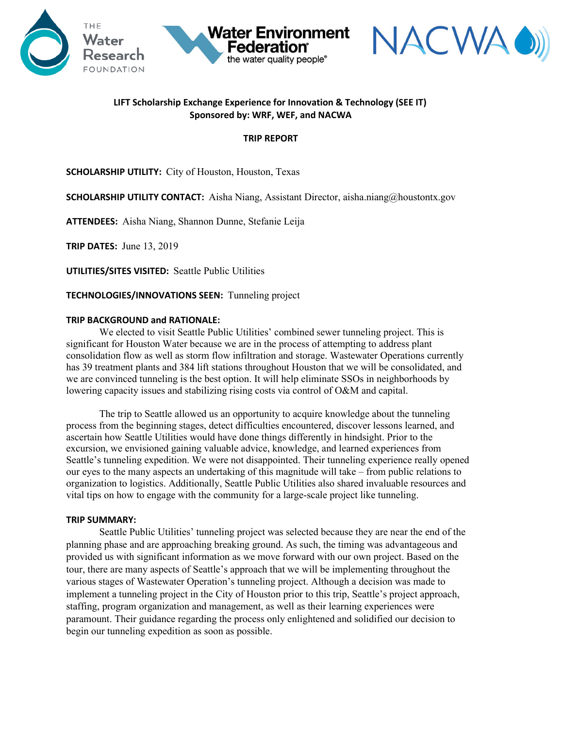**LIFT Scholarship Exchange Experience for Innovation & Technology (SEE IT)**
**Sponsored by: WRF, WEF, and NACWA**

**TRIP REPORT**

**SCHOLARSHIP UTILITY:** City of Houston, Houston, Texas

**SCHOLARSHIP UTILITY CONTACT:** Aisha Niang, Assistant Director, aisha.niang@houstontx.gov

**ATTENDEES:** Aisha Niang, Shannon Dunne, Stefanie Leija

**TRIP DATES:** June 13, 2019

**UTILITIES/SITES VISITED:** Seattle Public Utilities

**TECHNOLOGIES/INNOVATIONS SEEN:** Tunneling project

**TRIP BACKGROUND and RATIONALE:**

We elected to visit Seattle Public Utilities' combined sewer tunneling project. This is significant for Houston Water because we are in the process of attempting to address plant consolidation flow as well as storm flow infiltration and storage. Wastewater Operations currently has 39 treatment plants and 384 lift stations throughout Houston that we will be consolidated, and we are convinced tunneling is the best option. It will help eliminate SSOs in neighborhoods by lowering capacity issues and stabilizing rising costs via control of O&M and capital.

The trip to Seattle allowed us an opportunity to acquire knowledge about the tunneling process from the beginning stages, detect difficulties encountered, discover lessons learned, and ascertain how Seattle Utilities would have done things differently in hindsight. Prior to the excursion, we envisioned gaining valuable advice, knowledge, and learned experiences from Seattle's tunneling expedition. We were not disappointed. Their tunneling experience really opened our eyes to the many aspects an undertaking of this magnitude will take – from public relations to organization to logistics. Additionally, Seattle Public Utilities also shared invaluable resources and vital tips on how to engage with the community for a large-scale project like tunneling.

**TRIP SUMMARY:**

Seattle Public Utilities' tunneling project was selected because they are near the end of the planning phase and are approaching breaking ground. As such, the timing was advantageous and provided us with significant information as we move forward with our own project. Based on the tour, there are many aspects of Seattle's approach that we will be implementing throughout the various stages of Wastewater Operation's tunneling project. Although a decision was made to implement a tunneling project in the City of Houston prior to this trip, Seattle's project approach, staffing, program organization and management, as well as their learning experiences were paramount. Their guidance regarding the process only enlightened and solidified our decision to begin our tunneling expedition as soon as possible.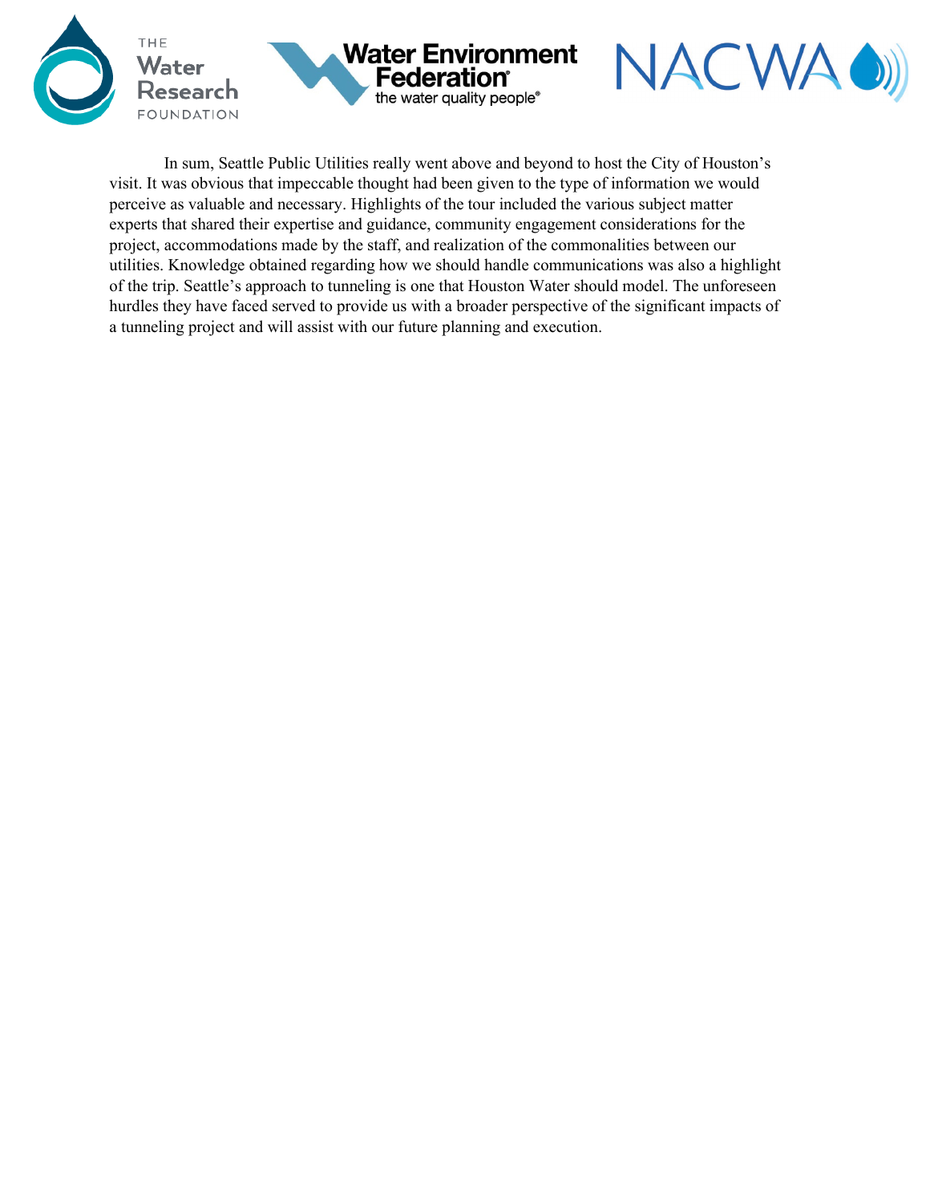In sum, Seattle Public Utilities really went above and beyond to host the City of Houston's visit. It was obvious that impeccable thought had been given to the type of information we would perceive as valuable and necessary. Highlights of the tour included the various subject matter experts that shared their expertise and guidance, community engagement considerations for the project, accommodations made by the staff, and realization of the commonalities between our utilities. Knowledge obtained regarding how we should handle communications was also a highlight of the trip. Seattle's approach to tunneling is one that Houston Water should model. The unforeseen hurdles they have faced served to provide us with a broader perspective of the significant impacts of a tunneling project and will assist with our future planning and execution.